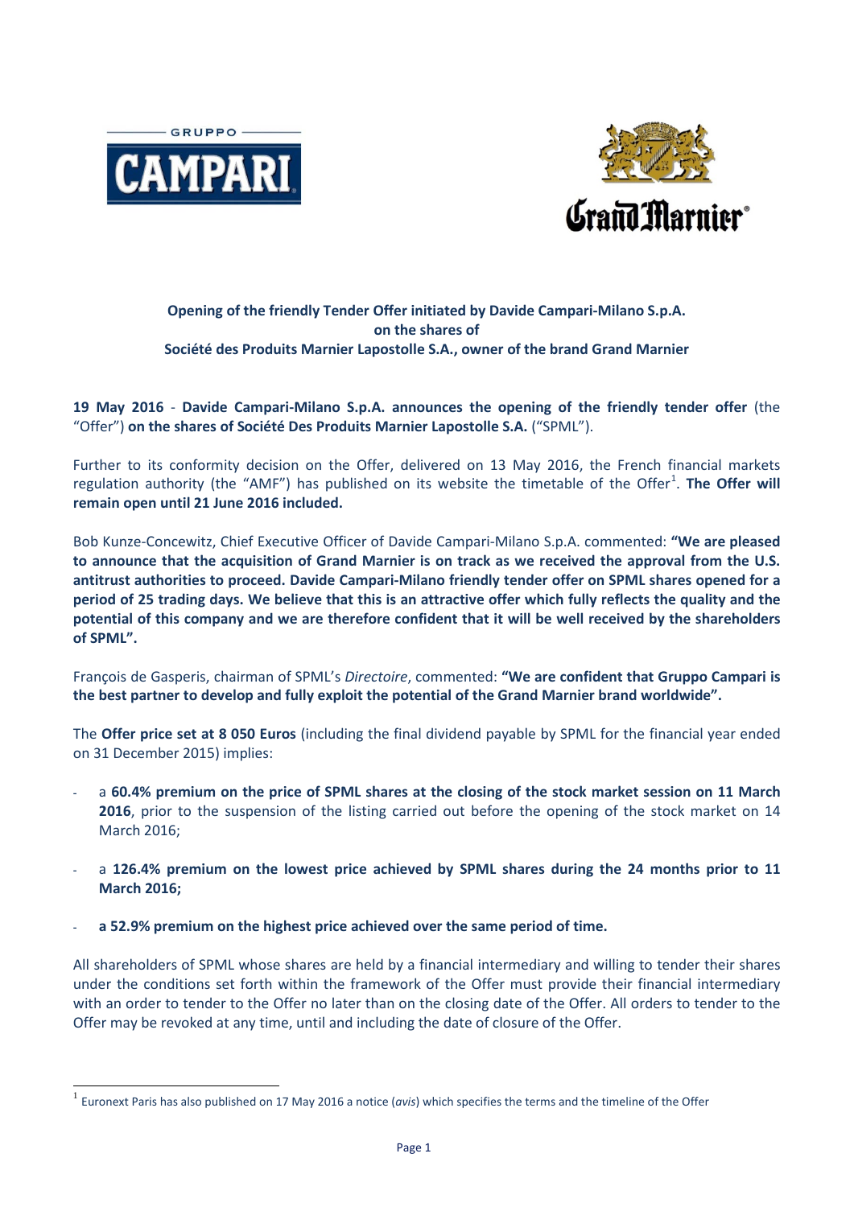**Opening of the friendly Tender Offer initiated by Davide Campari-Milano S.p.A. on the shares of Société des Produits Marnier Lapostolle S.A., owner of the brand Grand Marnier**

**19 May 2016** - **Davide Campari-Milano S.p.A. announces the opening of the friendly tender offer** (the "Offer") **on the shares of Société Des Produits Marnier Lapostolle S.A.** ("SPML").

Further to its conformity decision on the Offer, delivered on 13 May 2016, the French financial markets regulation authority (the "AMF") has published on its website the timetable of the Offer[1]. **The Offer will remain open until 21 June 2016 included.**

Bob Kunze-Concewitz, Chief Executive Officer of Davide Campari-Milano S.p.A. commented: **"We are pleased to announce that the acquisition of Grand Marnier is on track as we received the approval from the U.S. antitrust authorities to proceed. Davide Campari-Milano friendly tender offer on SPML shares opened for a period of 25 trading days. We believe that this is an attractive offer which fully reflects the quality and the potential of this company and we are therefore confident that it will be well received by the shareholders of SPML".**

François de Gasperis, chairman of SPML's *Directoire*, commented: **"We are confident that Gruppo Campari is the best partner to develop and fully exploit the potential of the Grand Marnier brand worldwide".**

The **Offer price set at 8 050 Euros** (including the final dividend payable by SPML for the financial year ended on 31 December 2015) implies:

- a **60.4% premium on the price of SPML shares at the closing of the stock market session on 11 March 2016**, prior to the suspension of the listing carried out before the opening of the stock market on 14 March 2016;
- a **126.4% premium on the lowest price achieved by SPML shares during the 24 months prior to 11 March 2016;**
- **a 52.9% premium on the highest price achieved over the same period of time.**

All shareholders of SPML whose shares are held by a financial intermediary and willing to tender their shares under the conditions set forth within the framework of the Offer must provide their financial intermediary with an order to tender to the Offer no later than on the closing date of the Offer. All orders to tender to the Offer may be revoked at any time, until and including the date of closure of the Offer.

[1] Euronext Paris has also published on 17 May 2016 a notice (*avis*) which specifies the terms and the timeline of the Offer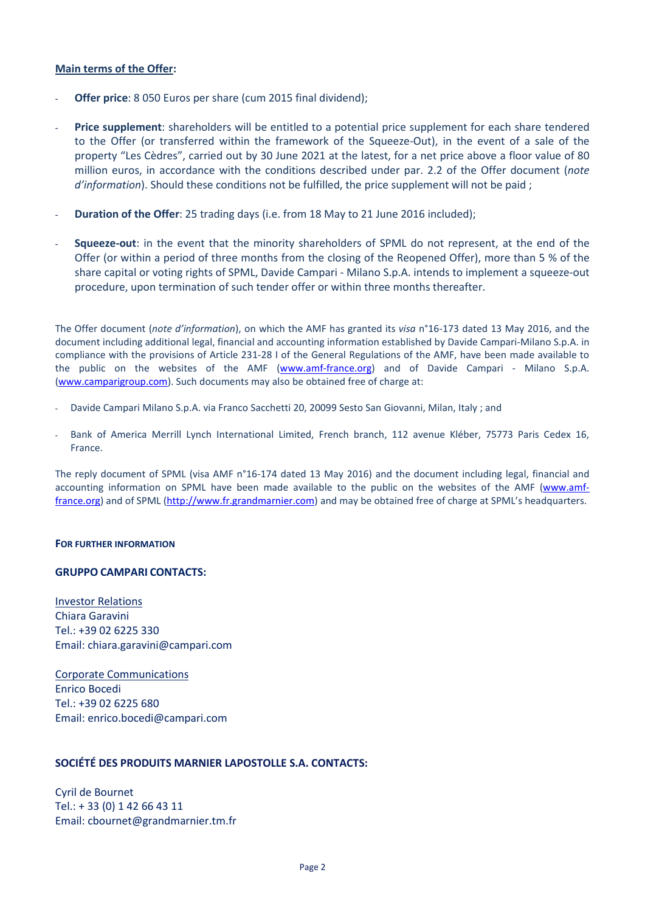**Main terms of the Offer:**

- **Offer price**: 8 050 Euros per share (cum 2015 final dividend);
- **Price supplement**: shareholders will be entitled to a potential price supplement for each share tendered to the Offer (or transferred within the framework of the Squeeze-Out), in the event of a sale of the property "Les Cèdres", carried out by 30 June 2021 at the latest, for a net price above a floor value of 80 million euros, in accordance with the conditions described under par. 2.2 of the Offer document (*note d'information*). Should these conditions not be fulfilled, the price supplement will not be paid ;
- **Duration of the Offer**: 25 trading days (i.e. from 18 May to 21 June 2016 included);
- **Squeeze-out**: in the event that the minority shareholders of SPML do not represent, at the end of the Offer (or within a period of three months from the closing of the Reopened Offer), more than 5 % of the share capital or voting rights of SPML, Davide Campari - Milano S.p.A. intends to implement a squeeze-out procedure, upon termination of such tender offer or within three months thereafter.

The Offer document (*note d'information*), on which the AMF has granted its *visa* n°16-173 dated 13 May 2016, and the document including additional legal, financial and accounting information established by Davide Campari-Milano S.p.A. in compliance with the provisions of Article 231-28 I of the General Regulations of the AMF, have been made available to the public on the websites of the AMF (www.amf-france.org) and of Davide Campari - Milano S.p.A. (www.camparigroup.com). Such documents may also be obtained free of charge at:

- Davide Campari Milano S.p.A. via Franco Sacchetti 20, 20099 Sesto San Giovanni, Milan, Italy ; and
- Bank of America Merrill Lynch International Limited, French branch, 112 avenue Kléber, 75773 Paris Cedex 16, France.

The reply document of SPML (visa AMF n°16-174 dated 13 May 2016) and the document including legal, financial and accounting information on SPML have been made available to the public on the websites of the AMF (www.amf-france.org) and of SPML (http://www.fr.grandmarnier.com) and may be obtained free of charge at SPML's headquarters.

**FOR FURTHER INFORMATION**

**GRUPPO CAMPARI CONTACTS:**

Investor Relations
Chiara Garavini
Tel.: +39 02 6225 330
Email: chiara.garavini@campari.com

Corporate Communications
Enrico Bocedi
Tel.: +39 02 6225 680
Email: enrico.bocedi@campari.com

**SOCIÉTÉ DES PRODUITS MARNIER LAPOSTOLLE S.A. CONTACTS:**

Cyril de Bournet
Tel.: + 33 (0) 1 42 66 43 11
Email: cbournet@grandmarnier.tm.fr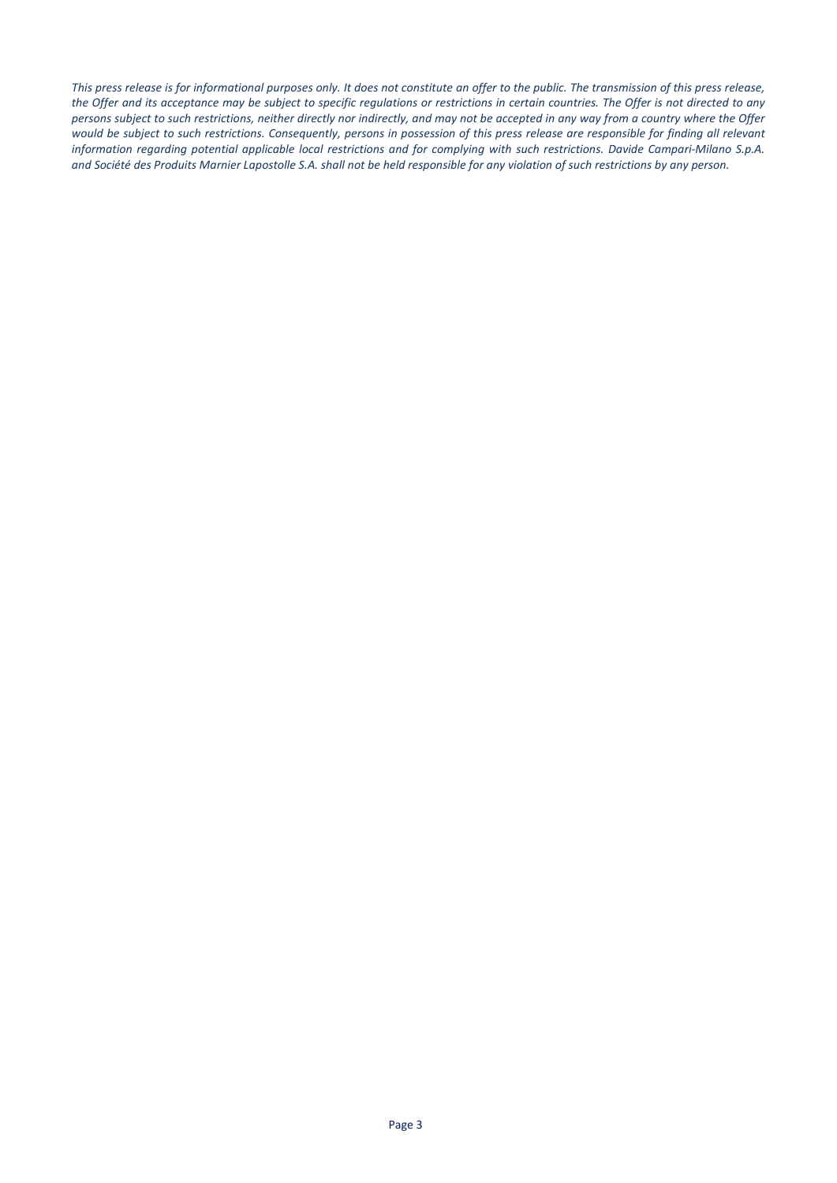*This press release is for informational purposes only. It does not constitute an offer to the public. The transmission of this press release, the Offer and its acceptance may be subject to specific regulations or restrictions in certain countries. The Offer is not directed to any persons subject to such restrictions, neither directly nor indirectly, and may not be accepted in any way from a country where the Offer would be subject to such restrictions. Consequently, persons in possession of this press release are responsible for finding all relevant information regarding potential applicable local restrictions and for complying with such restrictions. Davide Campari-Milano S.p.A. and Société des Produits Marnier Lapostolle S.A. shall not be held responsible for any violation of such restrictions by any person.*